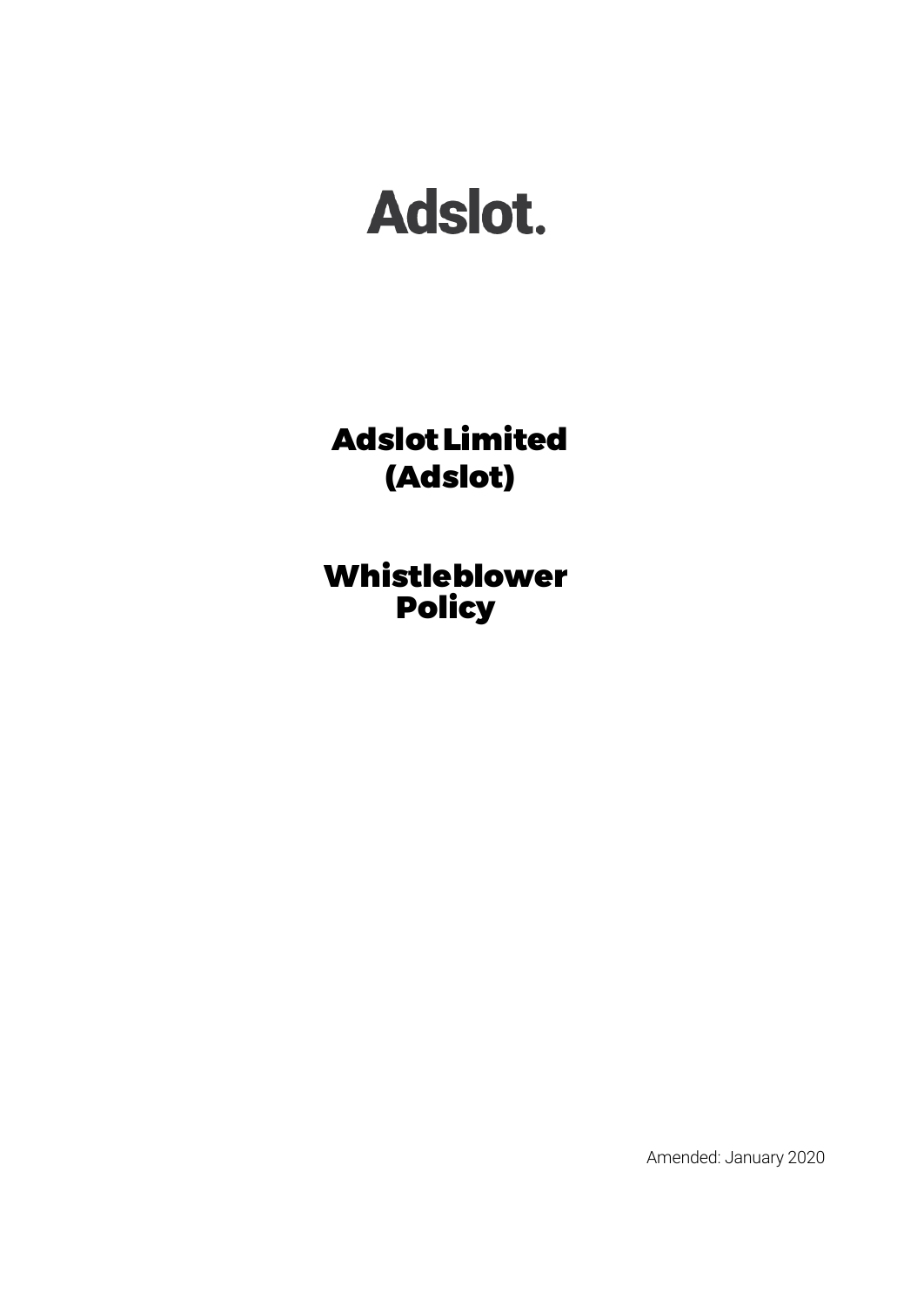# Adslot.

# Adslot Limited (Adslot)

# Whistleblower Policy

Amended: January 2020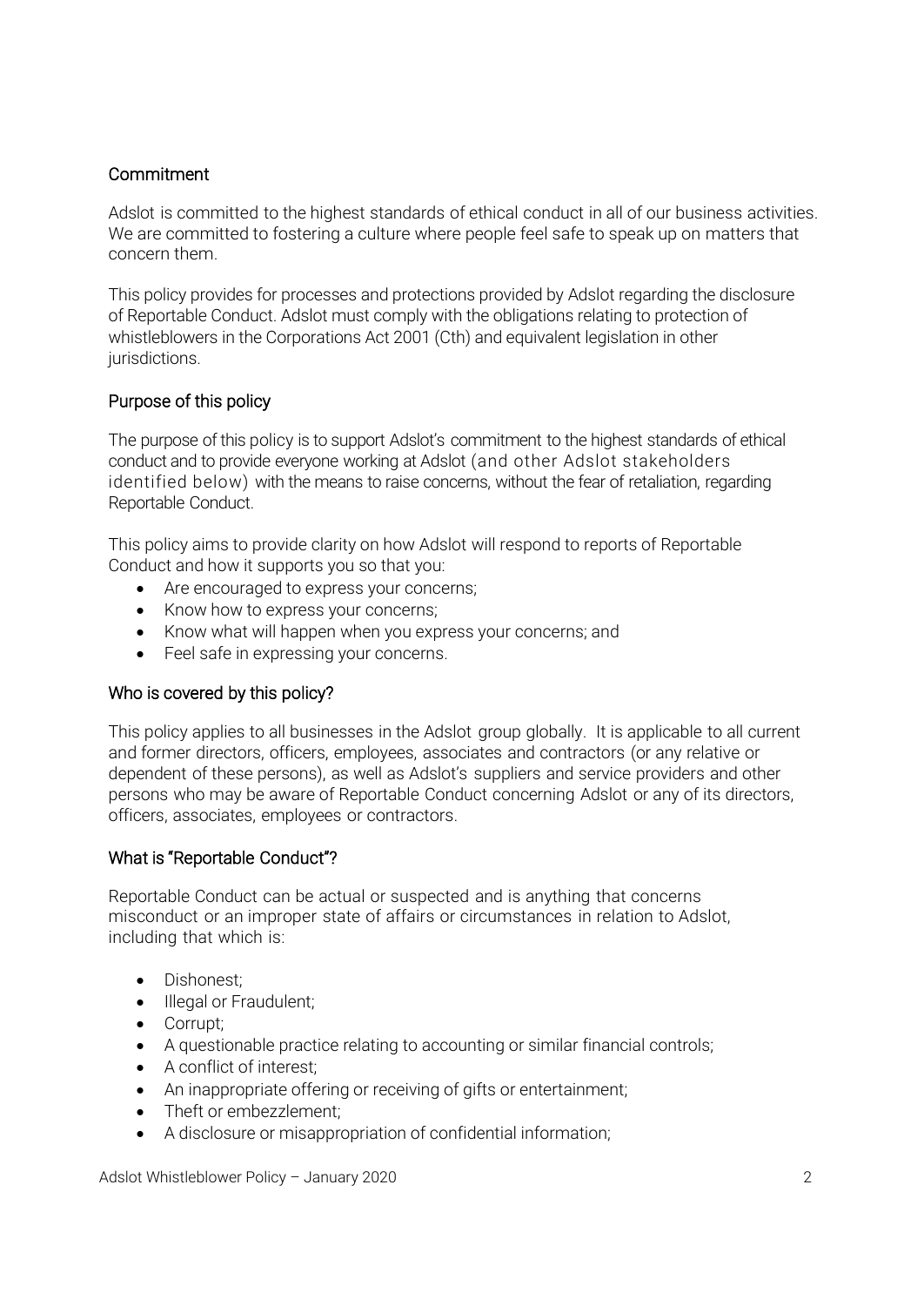## Commitment

Adslot is committed to the highest standards of ethical conduct in all of our business activities. We are committed to fostering a culture where people feel safe to speak up on matters that concern them.

This policy provides for processes and protections provided by Adslot regarding the disclosure of Reportable Conduct. Adslot must comply with the obligations relating to protection of whistleblowers in the Corporations Act 2001 (Cth) and equivalent legislation in other jurisdictions.

## Purpose of this policy

The purpose of this policy is to support Adslot's commitment to the highest standards of ethical conduct and to provide everyone working at Adslot (and other Adslot stakeholders identified below) with the means to raise concerns, without the fear of retaliation, regarding Reportable Conduct.

This policy aims to provide clarity on how Adslot will respond to reports of Reportable Conduct and how it supports you so that you:

- Are encouraged to express your concerns;
- Know how to express your concerns;
- Know what will happen when you express your concerns; and
- Feel safe in expressing your concerns.

## Who is covered by this policy?

This policy applies to all businesses in the Adslot group globally. It is applicable to all current and former directors, officers, employees, associates and contractors (or any relative or dependent of these persons), as well as Adslot's suppliers and service providers and other persons who may be aware of Reportable Conduct concerning Adslot or any of its directors, officers, associates, employees or contractors.

## What is "Reportable Conduct"?

Reportable Conduct can be actual or suspected and is anything that concerns misconduct or an improper state of affairs or circumstances in relation to Adslot, including that which is:

- Dishonest;
- Illegal or Fraudulent;
- Corrupt;
- A questionable practice relating to accounting or similar financial controls;
- A conflict of interest;
- An inappropriate offering or receiving of gifts or entertainment;
- Theft or embezzlement;
- A disclosure or misappropriation of confidential information;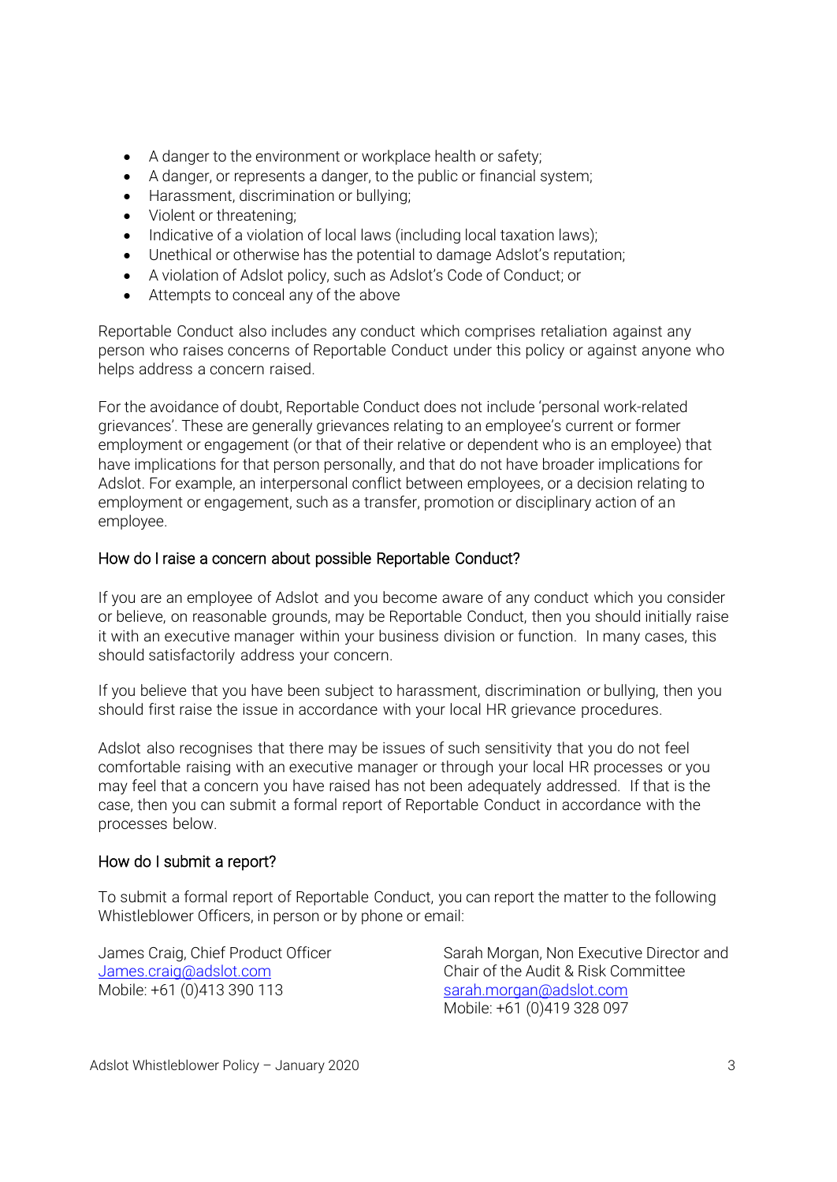- A danger to the environment or workplace health or safety;
- A danger, or represents a danger, to the public or financial system;
- Harassment, discrimination or bullying;
- Violent or threatening;
- Indicative of a violation of local laws (including local taxation laws);
- Unethical or otherwise has the potential to damage Adslot's reputation;
- A violation of Adslot policy, such as Adslot's Code of Conduct; or
- Attempts to conceal any of the above

Reportable Conduct also includes any conduct which comprises retaliation against any person who raises concerns of Reportable Conduct under this policy or against anyone who helps address a concern raised.

For the avoidance of doubt, Reportable Conduct does not include 'personal work-related grievances'. These are generally grievances relating to an employee's current or former employment or engagement (or that of their relative or dependent who is an employee) that have implications for that person personally, and that do not have broader implications for Adslot. For example, an interpersonal conflict between employees, or a decision relating to employment or engagement, such as a transfer, promotion or disciplinary action of an employee.

### How do I raise a concern about possible Reportable Conduct?

If you are an employee of Adslot and you become aware of any conduct which you consider or believe, on reasonable grounds, may be Reportable Conduct, then you should initially raise it with an executive manager within your business division or function. In many cases, this should satisfactorily address your concern.

If you believe that you have been subject to harassment, discrimination or bullying, then you should first raise the issue in accordance with your local HR grievance procedures.

Adslot also recognises that there may be issues of such sensitivity that you do not feel comfortable raising with an executive manager or through your local HR processes or you may feel that a concern you have raised has not been adequately addressed. If that is the case, then you can submit a formal report of Reportable Conduct in accordance with the processes below.

### How do I submit a report?

To submit a formal report of Reportable Conduct, you can report the matter to the following Whistleblower Officers, in person or by phone or email:

James Craig, Chief Product Officer
James.craig@adslot.com
Mobile: +61 (0)413 390 113

Sarah Morgan, Non Executive Director and Chair of the Audit & Risk Committee
sarah.morgan@adslot.com
Mobile: +61 (0)419 328 097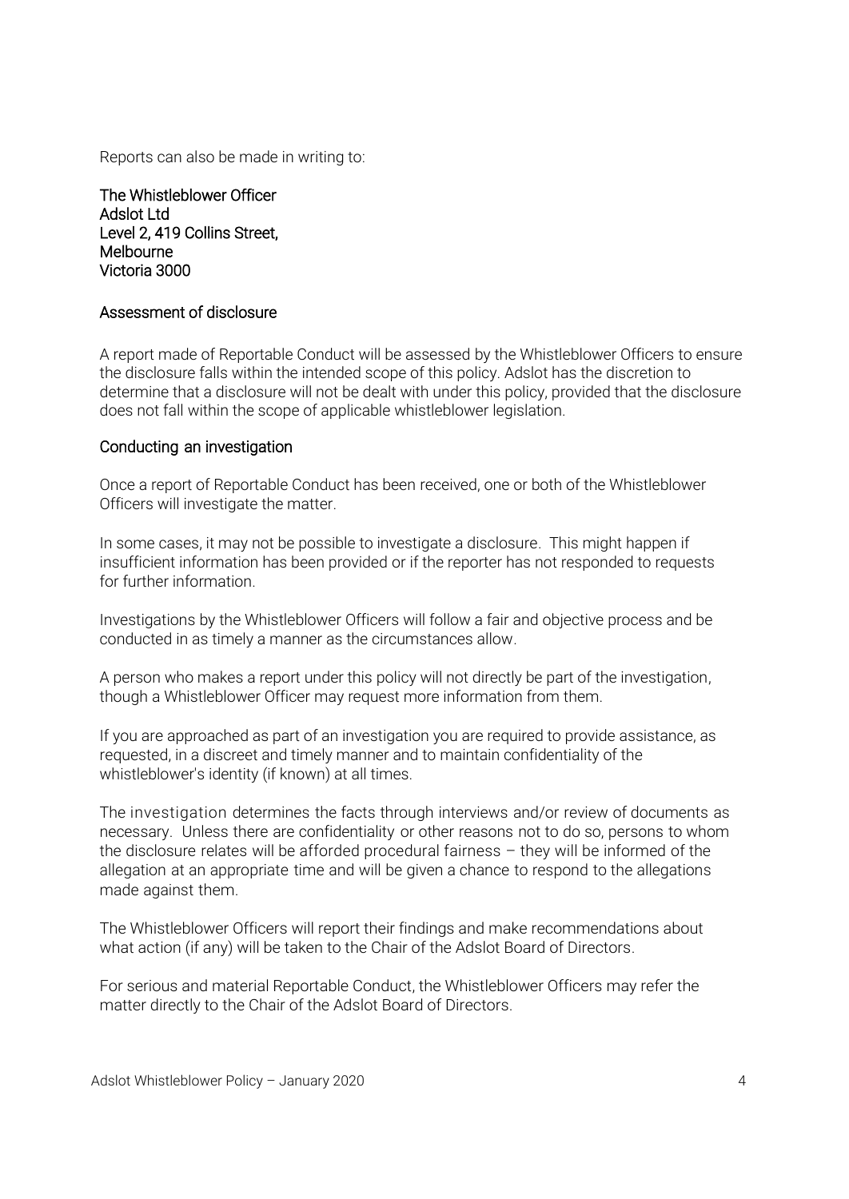Reports can also be made in writing to:

The Whistleblower Officer
Adslot Ltd
Level 2, 419 Collins Street,
Melbourne
Victoria 3000

## Assessment of disclosure

A report made of Reportable Conduct will be assessed by the Whistleblower Officers to ensure the disclosure falls within the intended scope of this policy. Adslot has the discretion to determine that a disclosure will not be dealt with under this policy, provided that the disclosure does not fall within the scope of applicable whistleblower legislation.

## Conducting an investigation

Once a report of Reportable Conduct has been received, one or both of the Whistleblower Officers will investigate the matter.

In some cases, it may not be possible to investigate a disclosure. This might happen if insufficient information has been provided or if the reporter has not responded to requests for further information.

Investigations by the Whistleblower Officers will follow a fair and objective process and be conducted in as timely a manner as the circumstances allow.

A person who makes a report under this policy will not directly be part of the investigation, though a Whistleblower Officer may request more information from them.

If you are approached as part of an investigation you are required to provide assistance, as requested, in a discreet and timely manner and to maintain confidentiality of the whistleblower's identity (if known) at all times.

The investigation determines the facts through interviews and/or review of documents as necessary. Unless there are confidentiality or other reasons not to do so, persons to whom the disclosure relates will be afforded procedural fairness – they will be informed of the allegation at an appropriate time and will be given a chance to respond to the allegations made against them.

The Whistleblower Officers will report their findings and make recommendations about what action (if any) will be taken to the Chair of the Adslot Board of Directors.

For serious and material Reportable Conduct, the Whistleblower Officers may refer the matter directly to the Chair of the Adslot Board of Directors.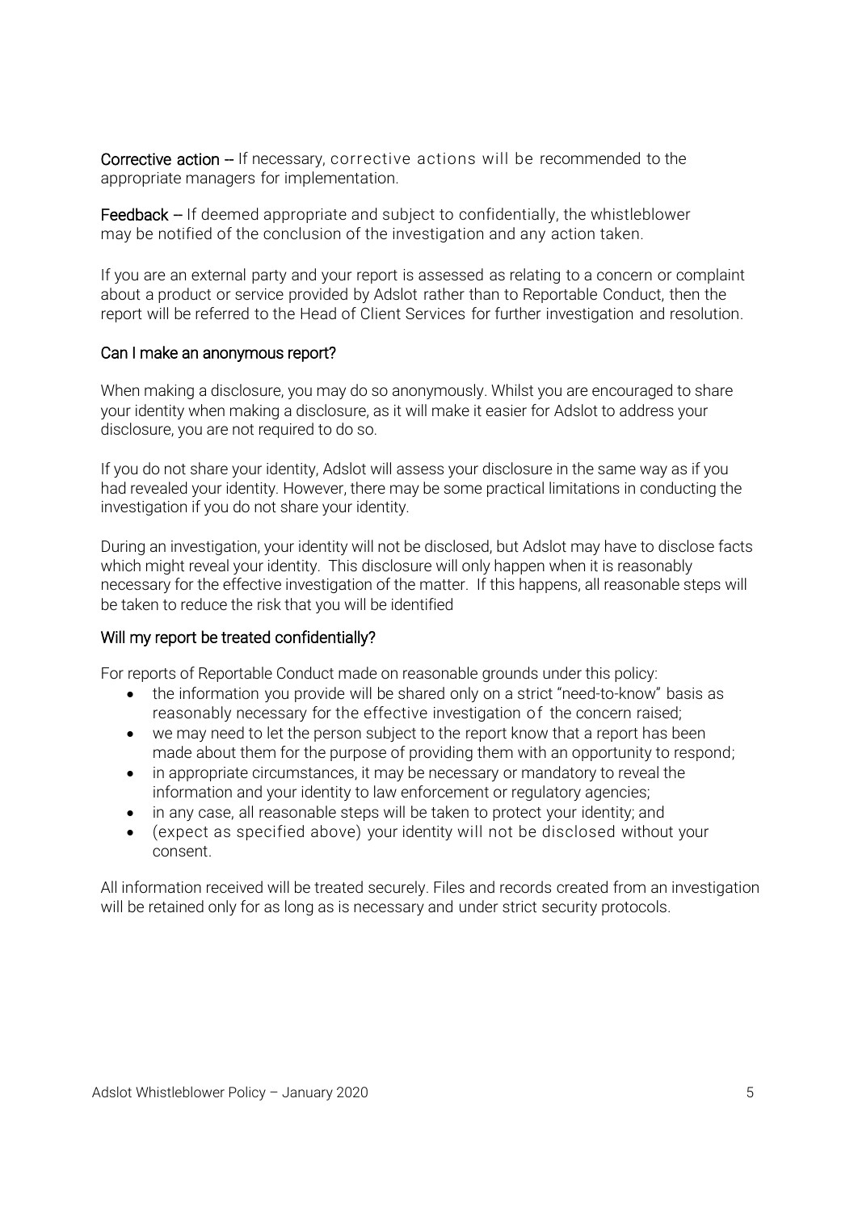**Corrective action** -- If necessary, corrective actions will be recommended to the appropriate managers for implementation.

**Feedback** – If deemed appropriate and subject to confidentially, the whistleblower may be notified of the conclusion of the investigation and any action taken.

If you are an external party and your report is assessed as relating to a concern or complaint about a product or service provided by Adslot rather than to Reportable Conduct, then the report will be referred to the Head of Client Services for further investigation and resolution.

### Can I make an anonymous report?

When making a disclosure, you may do so anonymously. Whilst you are encouraged to share your identity when making a disclosure, as it will make it easier for Adslot to address your disclosure, you are not required to do so.

If you do not share your identity, Adslot will assess your disclosure in the same way as if you had revealed your identity. However, there may be some practical limitations in conducting the investigation if you do not share your identity.

During an investigation, your identity will not be disclosed, but Adslot may have to disclose facts which might reveal your identity. This disclosure will only happen when it is reasonably necessary for the effective investigation of the matter. If this happens, all reasonable steps will be taken to reduce the risk that you will be identified

### Will my report be treated confidentially?

For reports of Reportable Conduct made on reasonable grounds under this policy:

- the information you provide will be shared only on a strict "need-to-know" basis as reasonably necessary for the effective investigation of the concern raised;
- we may need to let the person subject to the report know that a report has been made about them for the purpose of providing them with an opportunity to respond;
- in appropriate circumstances, it may be necessary or mandatory to reveal the information and your identity to law enforcement or regulatory agencies;
- in any case, all reasonable steps will be taken to protect your identity; and
- (expect as specified above) your identity will not be disclosed without your consent.

All information received will be treated securely. Files and records created from an investigation will be retained only for as long as is necessary and under strict security protocols.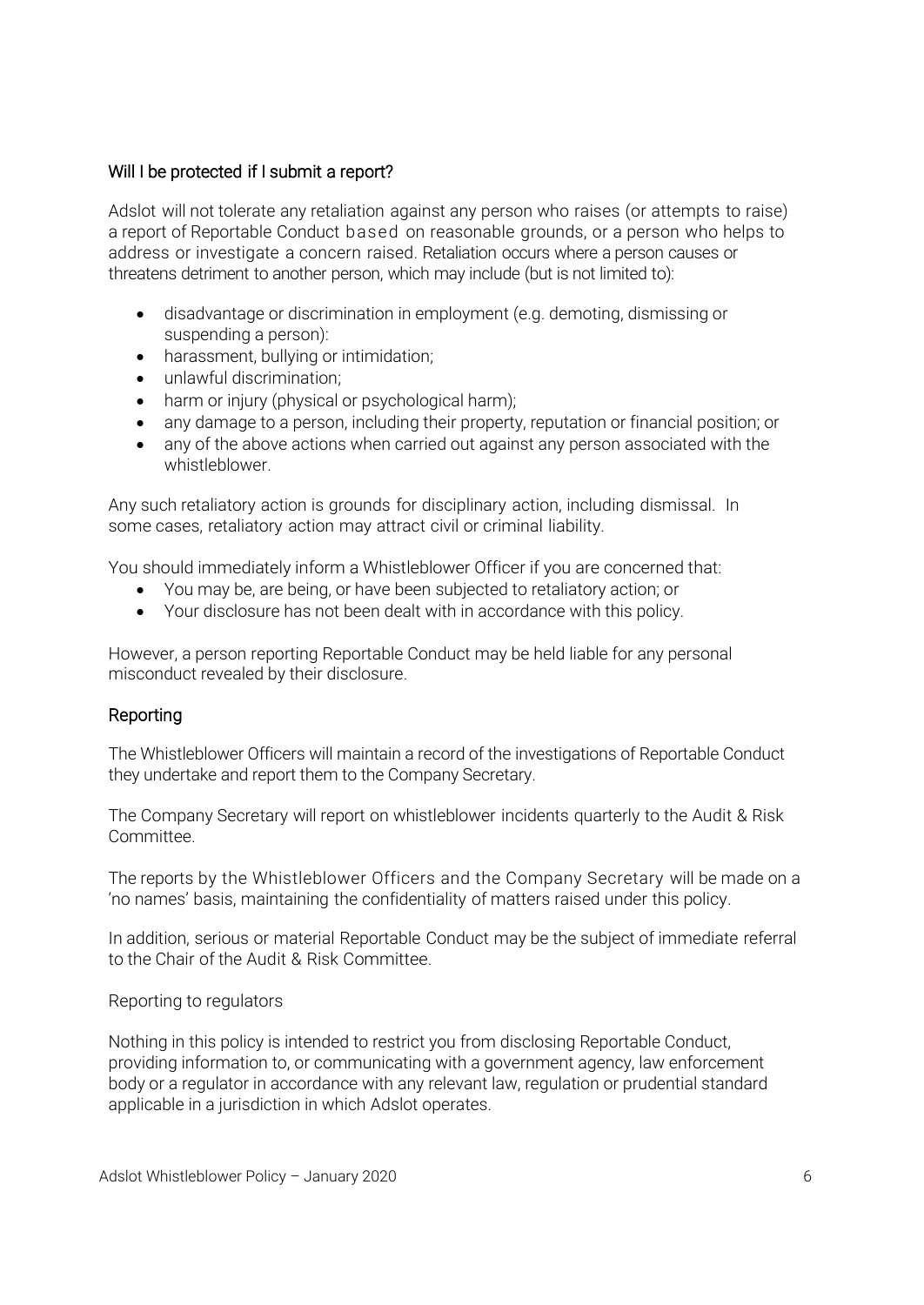## Will I be protected if I submit a report?

Adslot will not tolerate any retaliation against any person who raises (or attempts to raise) a report of Reportable Conduct based on reasonable grounds, or a person who helps to address or investigate a concern raised. Retaliation occurs where a person causes or threatens detriment to another person, which may include (but is not limited to):

- disadvantage or discrimination in employment (e.g. demoting, dismissing or suspending a person):
- harassment, bullying or intimidation;
- unlawful discrimination;
- harm or injury (physical or psychological harm);
- any damage to a person, including their property, reputation or financial position; or
- any of the above actions when carried out against any person associated with the whistleblower.

Any such retaliatory action is grounds for disciplinary action, including dismissal. In some cases, retaliatory action may attract civil or criminal liability.

You should immediately inform a Whistleblower Officer if you are concerned that:

- You may be, are being, or have been subjected to retaliatory action; or
- Your disclosure has not been dealt with in accordance with this policy.

However, a person reporting Reportable Conduct may be held liable for any personal misconduct revealed by their disclosure.

## Reporting

The Whistleblower Officers will maintain a record of the investigations of Reportable Conduct they undertake and report them to the Company Secretary.

The Company Secretary will report on whistleblower incidents quarterly to the Audit & Risk Committee.

The reports by the Whistleblower Officers and the Company Secretary will be made on a 'no names' basis, maintaining the confidentiality of matters raised under this policy.

In addition, serious or material Reportable Conduct may be the subject of immediate referral to the Chair of the Audit & Risk Committee.

Reporting to regulators

Nothing in this policy is intended to restrict you from disclosing Reportable Conduct, providing information to, or communicating with a government agency, law enforcement body or a regulator in accordance with any relevant law, regulation or prudential standard applicable in a jurisdiction in which Adslot operates.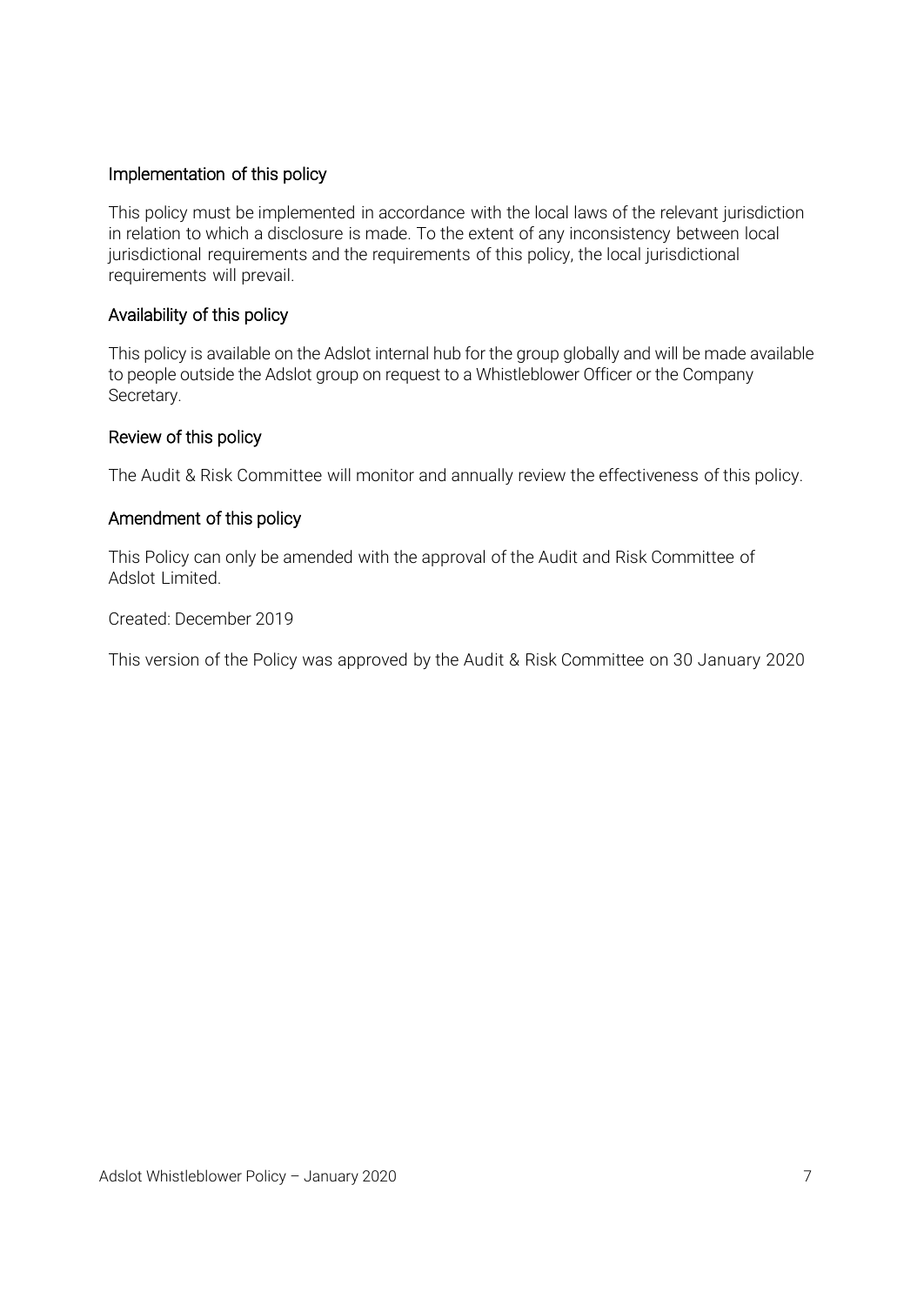### Implementation of this policy

This policy must be implemented in accordance with the local laws of the relevant jurisdiction in relation to which a disclosure is made. To the extent of any inconsistency between local jurisdictional requirements and the requirements of this policy, the local jurisdictional requirements will prevail.

### Availability of this policy

This policy is available on the Adslot internal hub for the group globally and will be made available to people outside the Adslot group on request to a Whistleblower Officer or the Company Secretary.

### Review of this policy

The Audit & Risk Committee will monitor and annually review the effectiveness of this policy.

### Amendment of this policy

This Policy can only be amended with the approval of the Audit and Risk Committee of Adslot Limited.

Created: December 2019

This version of the Policy was approved by the Audit & Risk Committee on 30 January 2020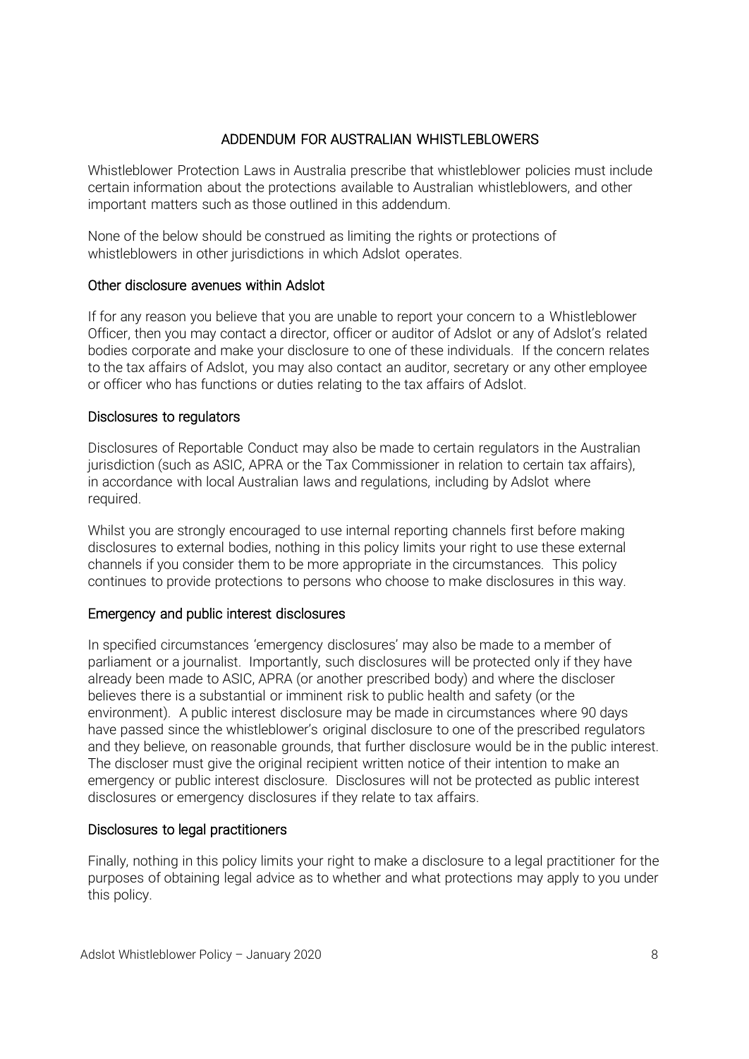# ADDENDUM FOR AUSTRALIAN WHISTLEBLOWERS

Whistleblower Protection Laws in Australia prescribe that whistleblower policies must include certain information about the protections available to Australian whistleblowers, and other important matters such as those outlined in this addendum.

None of the below should be construed as limiting the rights or protections of whistleblowers in other jurisdictions in which Adslot operates.

## Other disclosure avenues within Adslot

If for any reason you believe that you are unable to report your concern to a Whistleblower Officer, then you may contact a director, officer or auditor of Adslot or any of Adslot's related bodies corporate and make your disclosure to one of these individuals. If the concern relates to the tax affairs of Adslot, you may also contact an auditor, secretary or any other employee or officer who has functions or duties relating to the tax affairs of Adslot.

## Disclosures to regulators

Disclosures of Reportable Conduct may also be made to certain regulators in the Australian jurisdiction (such as ASIC, APRA or the Tax Commissioner in relation to certain tax affairs), in accordance with local Australian laws and regulations, including by Adslot where required.

Whilst you are strongly encouraged to use internal reporting channels first before making disclosures to external bodies, nothing in this policy limits your right to use these external channels if you consider them to be more appropriate in the circumstances. This policy continues to provide protections to persons who choose to make disclosures in this way.

## Emergency and public interest disclosures

In specified circumstances 'emergency disclosures' may also be made to a member of parliament or a journalist. Importantly, such disclosures will be protected only if they have already been made to ASIC, APRA (or another prescribed body) and where the discloser believes there is a substantial or imminent risk to public health and safety (or the environment). A public interest disclosure may be made in circumstances where 90 days have passed since the whistleblower's original disclosure to one of the prescribed regulators and they believe, on reasonable grounds, that further disclosure would be in the public interest. The discloser must give the original recipient written notice of their intention to make an emergency or public interest disclosure. Disclosures will not be protected as public interest disclosures or emergency disclosures if they relate to tax affairs.

## Disclosures to legal practitioners

Finally, nothing in this policy limits your right to make a disclosure to a legal practitioner for the purposes of obtaining legal advice as to whether and what protections may apply to you under this policy.